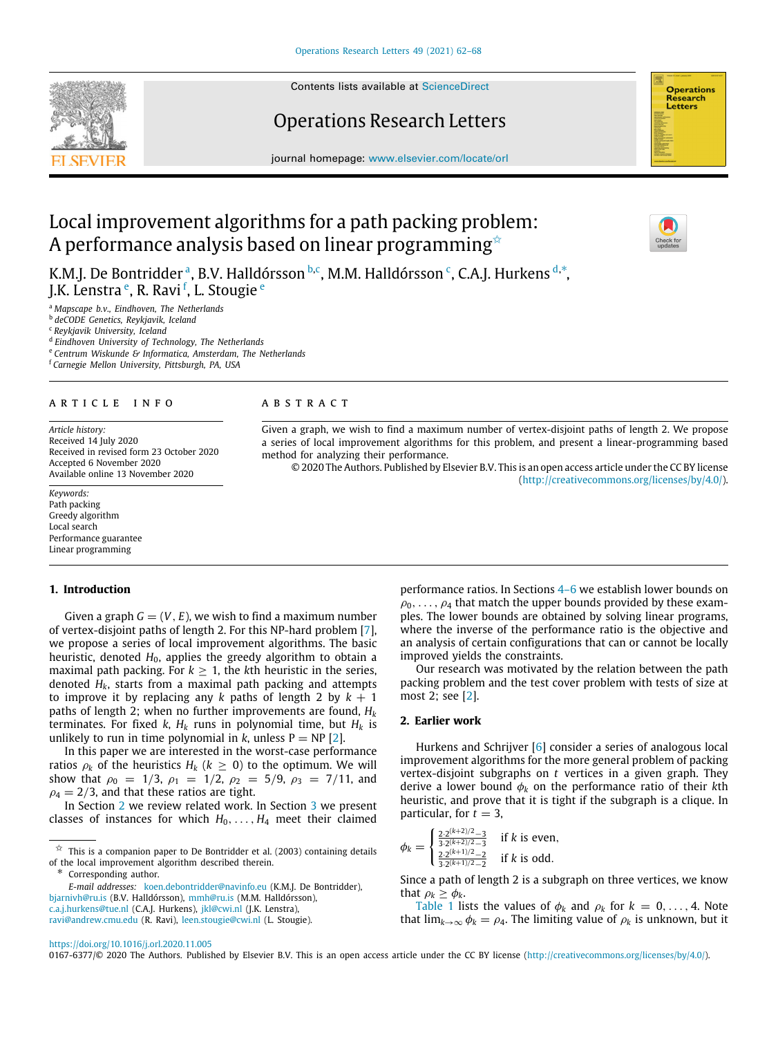# Local improvement algorithms for a path packing problem: A performance analysis based on linear programming[☆]

K.M.J. De Bontridder[a], B.V. Halldórsson[b,c], M.M. Halldórsson[c], C.A.J. Hurkens[d,*], J.K. Lenstra[e], R. Ravi[f], L. Stougie[e]

[a] Mapscape b.v., Eindhoven, The Netherlands
[b] deCODE Genetics, Reykjavik, Iceland
[c] Reykjavik University, Iceland
[d] Eindhoven University of Technology, The Netherlands
[e] Centrum Wiskunde & Informatica, Amsterdam, The Netherlands
[f] Carnegie Mellon University, Pittsburgh, PA, USA

## ARTICLE INFO

*Article history:*
Received 14 July 2020
Received in revised form 23 October 2020
Accepted 6 November 2020
Available online 13 November 2020

*Keywords:*
Path packing
Greedy algorithm
Local search
Performance guarantee
Linear programming

## ABSTRACT

Given a graph, we wish to find a maximum number of vertex-disjoint paths of length 2. We propose a series of local improvement algorithms for this problem, and present a linear-programming based method for analyzing their performance.

© 2020 The Authors. Published by Elsevier B.V. This is an open access article under the CC BY license (http://creativecommons.org/licenses/by/4.0/).

## 1. Introduction

Given a graph $G = (V, E)$, we wish to find a maximum number of vertex-disjoint paths of length 2. For this NP-hard problem [7], we propose a series of local improvement algorithms. The basic heuristic, denoted $H_0$, applies the greedy algorithm to obtain a maximal path packing. For $k \geq 1$, the $k$th heuristic in the series, denoted $H_k$, starts from a maximal path packing and attempts to improve it by replacing any $k$ paths of length 2 by $k + 1$ paths of length 2; when no further improvements are found, $H_k$ terminates. For fixed $k$, $H_k$ runs in polynomial time, but $H_k$ is unlikely to run in time polynomial in $k$, unless P = NP [2].

In this paper we are interested in the worst-case performance ratios $\rho_k$ of the heuristics $H_k$ ($k \geq 0$) to the optimum. We will show that $\rho_0 = 1/3$, $\rho_1 = 1/2$, $\rho_2 = 5/9$, $\rho_3 = 7/11$, and $\rho_4 = 2/3$, and that these ratios are tight.

In Section 2 we review related work. In Section 3 we present classes of instances for which $H_0, \ldots, H_4$ meet their claimed performance ratios. In Sections 4–6 we establish lower bounds on $\rho_0, \ldots, \rho_4$ that match the upper bounds provided by these examples. The lower bounds are obtained by solving linear programs, where the inverse of the performance ratio is the objective and an analysis of certain configurations that can or cannot be locally improved yields the constraints.

Our research was motivated by the relation between the path packing problem and the test cover problem with tests of size at most 2; see [2].

## 2. Earlier work

Hurkens and Schrijver [6] consider a series of analogous local improvement algorithms for the more general problem of packing vertex-disjoint subgraphs on $t$ vertices in a given graph. They derive a lower bound $\phi_k$ on the performance ratio of their $k$th heuristic, and prove that it is tight if the subgraph is a clique. In particular, for $t = 3$,

$$\phi_k = \begin{cases} \frac{2 \cdot 2^{(k+2)/2} - 3}{3 \cdot 2^{(k+2)/2} - 3} & \text{if } k \text{ is even,} \\ \frac{2 \cdot 2^{(k+1)/2} - 2}{3 \cdot 2^{(k+1)/2} - 2} & \text{if } k \text{ is odd.} \end{cases}$$

Since a path of length 2 is a subgraph on three vertices, we know that $\rho_k \geq \phi_k$.

Table 1 lists the values of $\phi_k$ and $\rho_k$ for $k = 0, \ldots, 4$. Note that $\lim_{k \to \infty} \phi_k = \rho_4$. The limiting value of $\rho_k$ is unknown, but it

[☆] This is a companion paper to De Bontridder et al. (2003) containing details of the local improvement algorithm described therein.

[*] Corresponding author.

*E-mail addresses:* koen.debontridder@navinfo.eu (K.M.J. De Bontridder), bjarnivh@ru.is (B.V. Halldórsson), mmh@ru.is (M.M. Halldórsson), c.a.j.hurkens@tue.nl (C.A.J. Hurkens), jkl@cwi.nl (J.K. Lenstra), ravi@andrew.cmu.edu (R. Ravi), leen.stougie@cwi.nl (L. Stougie).

https://doi.org/10.1016/j.orl.2020.11.005
0167-6377/© 2020 The Authors. Published by Elsevier B.V. This is an open access article under the CC BY license (http://creativecommons.org/licenses/by/4.0/).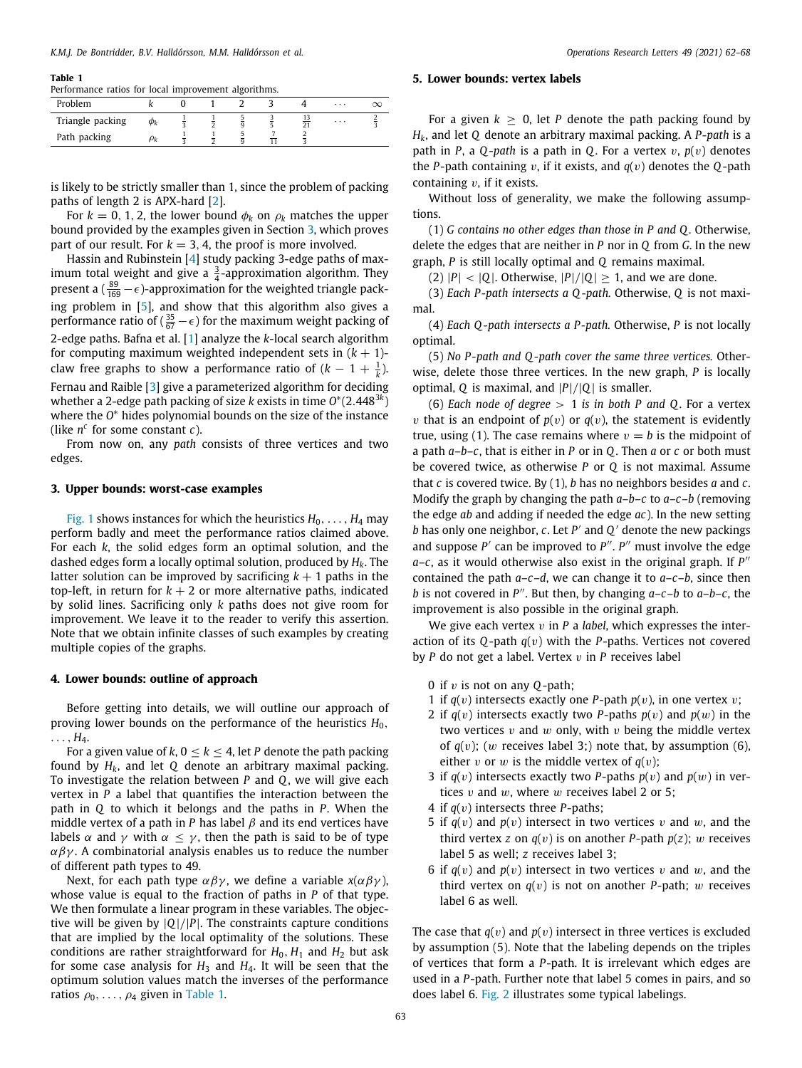**Table 1**
Performance ratios for local improvement algorithms.

| Problem | $k$ | 0 | 1 | 2 | 3 | 4 | $\cdots$ | $\infty$ |
|---|---|---|---|---|---|---|---|---|
| Triangle packing | $\phi_k$ | $\frac{1}{3}$ | $\frac{1}{2}$ | $\frac{5}{9}$ | $\frac{3}{5}$ | $\frac{13}{21}$ | $\cdots$ | $\frac{2}{3}$ |
| Path packing | $\rho_k$ | $\frac{1}{3}$ | $\frac{1}{2}$ | $\frac{5}{9}$ | $\frac{7}{11}$ | $\frac{2}{3}$ | | |

is likely to be strictly smaller than 1, since the problem of packing paths of length 2 is APX-hard [2].

For $k = 0, 1, 2$, the lower bound $\phi_k$ on $\rho_k$ matches the upper bound provided by the examples given in Section 3, which proves part of our result. For $k = 3, 4$, the proof is more involved.

Hassin and Rubinstein [4] study packing 3-edge paths of maximum total weight and give a $\frac{3}{4}$-approximation algorithm. They present a $(\frac{89}{169} - \epsilon)$-approximation for the weighted triangle packing problem in [5], and show that this algorithm also gives a performance ratio of $(\frac{35}{67} - \epsilon)$ for the maximum weight packing of 2-edge paths. Bafna et al. [1] analyze the $k$-local search algorithm for computing maximum weighted independent sets in $(k + 1)$-claw free graphs to show a performance ratio of $(k - 1 + \frac{1}{k})$. Fernau and Raible [3] give a parameterized algorithm for deciding whether a 2-edge path packing of size $k$ exists in time $O^*(2.448^{3k})$ where the $O^*$ hides polynomial bounds on the size of the instance (like $n^c$ for some constant $c$).

From now on, any *path* consists of three vertices and two edges.

## 3. Upper bounds: worst-case examples

Fig. 1 shows instances for which the heuristics $H_0, \ldots, H_4$ may perform badly and meet the performance ratios claimed above. For each $k$, the solid edges form an optimal solution, and the dashed edges form a locally optimal solution, produced by $H_k$. The latter solution can be improved by sacrificing $k + 1$ paths in the top-left, in return for $k + 2$ or more alternative paths, indicated by solid lines. Sacrificing only $k$ paths does not give room for improvement. We leave it to the reader to verify this assertion. Note that we obtain infinite classes of such examples by creating multiple copies of the graphs.

## 4. Lower bounds: outline of approach

Before getting into details, we will outline our approach of proving lower bounds on the performance of the heuristics $H_0$, $\ldots, H_4$.

For a given value of $k$, $0 \le k \le 4$, let $P$ denote the path packing found by $H_k$, and let $Q$ denote an arbitrary maximal packing. To investigate the relation between $P$ and $Q$, we will give each vertex in $P$ a label that quantifies the interaction between the path in $Q$ to which it belongs and the paths in $P$. When the middle vertex of a path in $P$ has label $\beta$ and its end vertices have labels $\alpha$ and $\gamma$ with $\alpha \le \gamma$, the path is said to be of type $\alpha\beta\gamma$. A combinatorial analysis enables us to reduce the number of different path types to 49.

Next, for each path type $\alpha\beta\gamma$, we define a variable $x(\alpha\beta\gamma)$, whose value is equal to the fraction of paths in $P$ of that type. We then formulate a linear program in these variables. The objective will be given by $|Q|/|P|$. The constraints capture conditions that are implied by the local optimality of the solutions. These conditions are rather straightforward for $H_0, H_1$ and $H_2$ but ask for some case analysis for $H_3$ and $H_4$. It will be seen that the optimum solution values match the inverses of the performance ratios $\rho_0, \ldots, \rho_4$ given in Table 1.

## 5. Lower bounds: vertex labels

For a given $k \ge 0$, let $P$ denote the path packing found by $H_k$, and let $Q$ denote an arbitrary maximal packing. A $P$-*path* is a path in $P$, a $Q$-*path* is a path in $Q$. For a vertex $v$, $p(v)$ denotes the $P$-path containing $v$, if it exists, and $q(v)$ denotes the $Q$-path containing $v$, if it exists.

Without loss of generality, we make the following assumptions.

(1) *G contains no other edges than those in P and Q.* Otherwise, delete the edges that are neither in $P$ nor in $Q$ from $G$. In the new graph, $P$ is still locally optimal and $Q$ remains maximal.

(2) $|P| < |Q|$. Otherwise, $|P|/|Q| \ge 1$, and we are done.

(3) *Each P-path intersects a Q-path.* Otherwise, $Q$ is not maximal.

(4) *Each Q-path intersects a P-path.* Otherwise, $P$ is not locally optimal.

(5) *No P-path and Q-path cover the same three vertices.* Otherwise, delete those three vertices. In the new graph, $P$ is locally optimal, $Q$ is maximal, and $|P|/|Q|$ is smaller.

(6) *Each node of degree $> 1$ is in both P and Q.* For a vertex $v$ that is an endpoint of $p(v)$ or $q(v)$, the statement is evidently true, using (1). The case remains where $v = b$ is the midpoint of a path $a$–$b$–$c$, that is either in $P$ or in $Q$. Then $a$ or $c$ or both must be covered twice, as otherwise $P$ or $Q$ is not maximal. Assume that $c$ is covered twice. By (1), $b$ has no neighbors besides $a$ and $c$. Modify the graph by changing the path $a$–$b$–$c$ to $a$–$c$–$b$ (removing the edge $ab$ and adding if needed the edge $ac$). In the new setting $b$ has only one neighbor, $c$. Let $P'$ and $Q'$ denote the new packings and suppose $P'$ can be improved to $P''$. $P''$ must involve the edge $a$–$c$, as it would otherwise also exist in the original graph. If $P''$ contained the path $a$–$c$–$d$, we can change it to $a$–$c$–$b$, since then $b$ is not covered in $P''$. But then, by changing $a$–$c$–$b$ to $a$–$b$–$c$, the improvement is also possible in the original graph.

We give each vertex $v$ in $P$ a *label*, which expresses the interaction of its $Q$-path $q(v)$ with the $P$-paths. Vertices not covered by $P$ do not get a label. Vertex $v$ in $P$ receives label

0 if $v$ is not on any $Q$-path;

1 if $q(v)$ intersects exactly one $P$-path $p(v)$, in one vertex $v$;

2 if $q(v)$ intersects exactly two $P$-paths $p(v)$ and $p(w)$ in the two vertices $v$ and $w$ only, with $v$ being the middle vertex of $q(v)$; ($w$ receives label 3;) note that, by assumption (6), either $v$ or $w$ is the middle vertex of $q(v)$;

3 if $q(v)$ intersects exactly two $P$-paths $p(v)$ and $p(w)$ in vertices $v$ and $w$, where $w$ receives label 2 or 5;

4 if $q(v)$ intersects three $P$-paths;

5 if $q(v)$ and $p(v)$ intersect in two vertices $v$ and $w$, and the third vertex $z$ on $q(v)$ is on another $P$-path $p(z)$; $w$ receives label 5 as well; $z$ receives label 3;

6 if $q(v)$ and $p(v)$ intersect in two vertices $v$ and $w$, and the third vertex on $q(v)$ is not on another $P$-path; $w$ receives label 6 as well.

The case that $q(v)$ and $p(v)$ intersect in three vertices is excluded by assumption (5). Note that the labeling depends on the triples of vertices that form a $P$-path. It is irrelevant which edges are used in a $P$-path. Further note that label 5 comes in pairs, and so does label 6. Fig. 2 illustrates some typical labelings.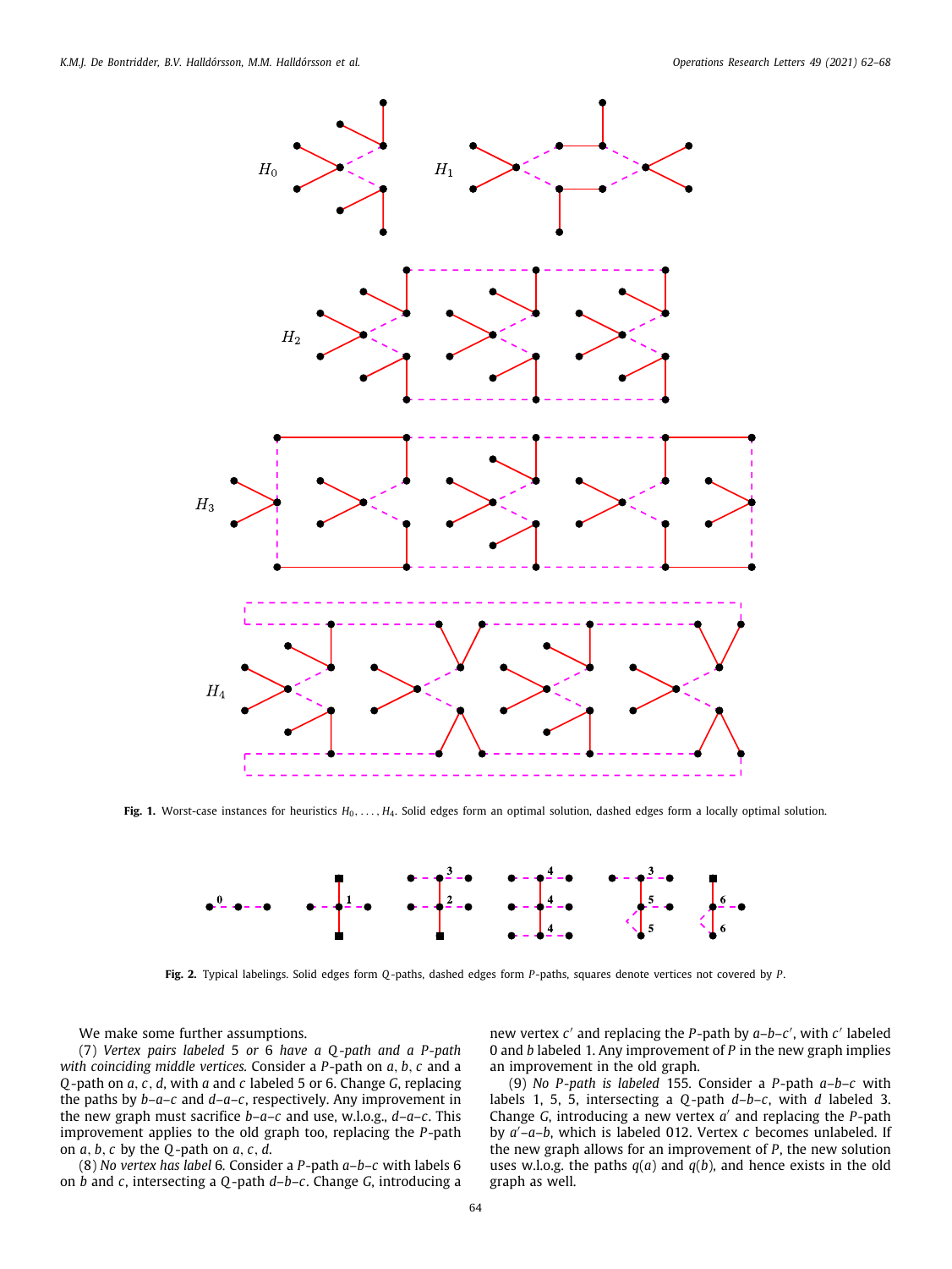**Fig. 1.** Worst-case instances for heuristics $H_0, \ldots, H_4$. Solid edges form an optimal solution, dashed edges form a locally optimal solution.

**Fig. 2.** Typical labelings. Solid edges form $Q$-paths, dashed edges form $P$-paths, squares denote vertices not covered by $P$.

We make some further assumptions.

(7) *Vertex pairs labeled* 5 *or* 6 *have a $Q$-path and a $P$-path with coinciding middle vertices.* Consider a $P$-path on $a$, $b$, $c$ and a $Q$-path on $a$, $c$, $d$, with $a$ and $c$ labeled 5 or 6. Change $G$, replacing the paths by $b$–$a$–$c$ and $d$–$a$–$c$, respectively. Any improvement in the new graph must sacrifice $b$–$a$–$c$ and use, w.l.o.g., $d$–$a$–$c$. This improvement applies to the old graph too, replacing the $P$-path on $a$, $b$, $c$ by the $Q$-path on $a$, $c$, $d$.

(8) *No vertex has label* 6. Consider a $P$-path $a$–$b$–$c$ with labels 6 on $b$ and $c$, intersecting a $Q$-path $d$–$b$–$c$. Change $G$, introducing a new vertex $c'$ and replacing the $P$-path by $a$–$b$–$c'$, with $c'$ labeled 0 and $b$ labeled 1. Any improvement of $P$ in the new graph implies an improvement in the old graph.

(9) *No $P$-path is labeled* 155. Consider a $P$-path $a$–$b$–$c$ with labels 1, 5, 5, intersecting a $Q$-path $d$–$b$–$c$, with $d$ labeled 3. Change $G$, introducing a new vertex $a'$ and replacing the $P$-path by $a'$–$a$–$b$, which is labeled 012. Vertex $c$ becomes unlabeled. If the new graph allows for an improvement of $P$, the new solution uses w.l.o.g. the paths $q(a)$ and $q(b)$, and hence exists in the old graph as well.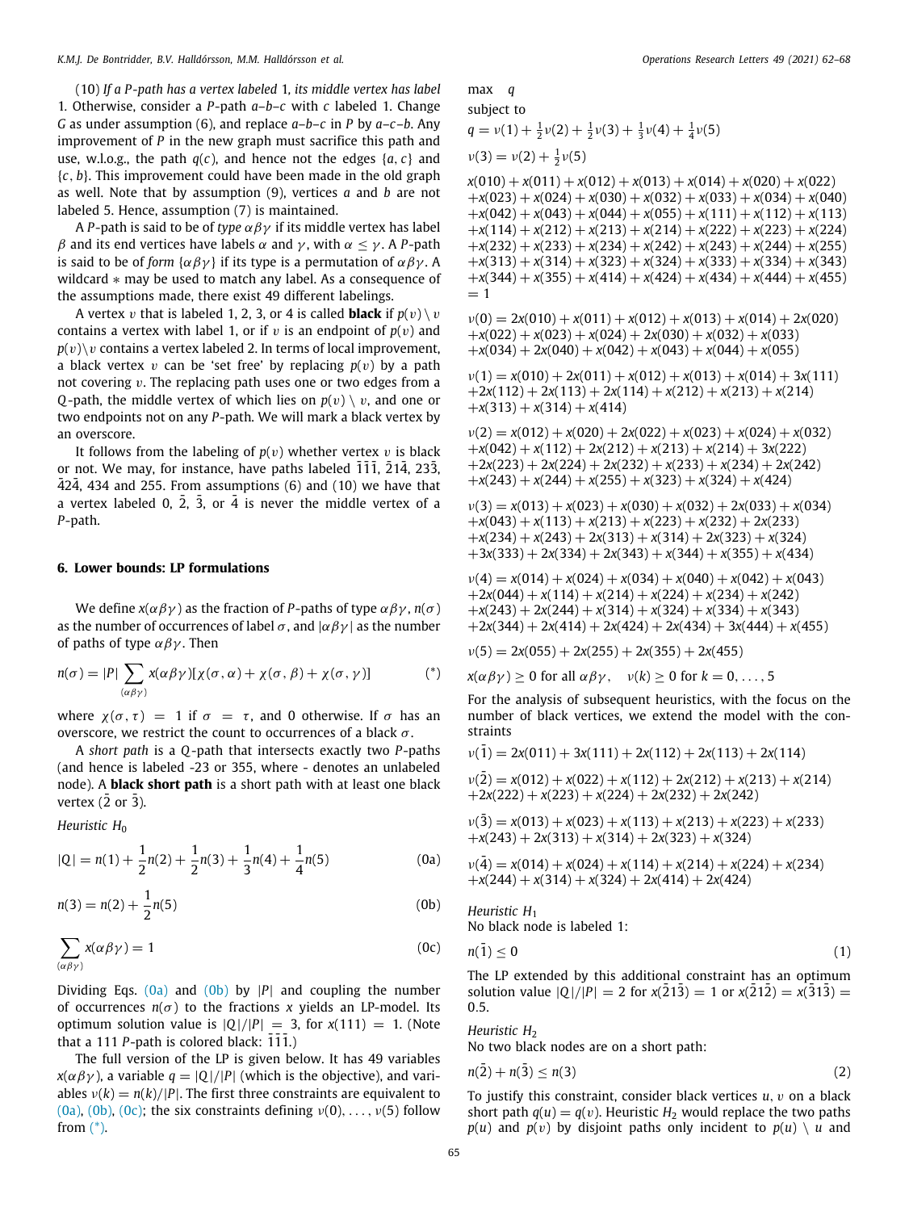(10) *If a P-path has a vertex labeled* 1*, its middle vertex has label* 1*.* Otherwise, consider a $P$-path $a$–$b$–$c$ with $c$ labeled 1. Change $G$ as under assumption (6), and replace $a$–$b$–$c$ in $P$ by $a$–$c$–$b$. Any improvement of $P$ in the new graph must sacrifice this path and use, w.l.o.g., the path $q(c)$, and hence not the edges $\{a, c\}$ and $\{c, b\}$. This improvement could have been made in the old graph as well. Note that by assumption (9), vertices $a$ and $b$ are not labeled 5. Hence, assumption (7) is maintained.

A $P$-path is said to be of *type* $\alpha\beta\gamma$ if its middle vertex has label $\beta$ and its end vertices have labels $\alpha$ and $\gamma$, with $\alpha \le \gamma$. A $P$-path is said to be of *form* $\{\alpha\beta\gamma\}$ if its type is a permutation of $\alpha\beta\gamma$. A wildcard $*$ may be used to match any label. As a consequence of the assumptions made, there exist 49 different labelings.

A vertex $v$ that is labeled 1, 2, 3, or 4 is called **black** if $p(v) \setminus v$ contains a vertex with label 1, or if $v$ is an endpoint of $p(v)$ and $p(v) \setminus v$ contains a vertex labeled 2. In terms of local improvement, a black vertex $v$ can be 'set free' by replacing $p(v)$ by a path not covering $v$. The replacing path uses one or two edges from a $Q$-path, the middle vertex of which lies on $p(v) \setminus v$, and one or two endpoints not on any $P$-path. We will mark a black vertex by an overscore.

It follows from the labeling of $p(v)$ whether vertex $v$ is black or not. We may, for instance, have paths labeled $\bar{1}\bar{1}\bar{1}$, $\bar{2}1\bar{4}$, $23\bar{3}$, $\bar{4}2\bar{4}$, 434 and 255. From assumptions (6) and (10) we have that a vertex labeled 0, $\bar{2}$, $\bar{3}$, or $\bar{4}$ is never the middle vertex of a $P$-path.

## 6. Lower bounds: LP formulations

We define $x(\alpha\beta\gamma)$ as the fraction of $P$-paths of type $\alpha\beta\gamma$, $n(\sigma)$ as the number of occurrences of label $\sigma$, and $|\alpha\beta\gamma|$ as the number of paths of type $\alpha\beta\gamma$. Then

$$n(\sigma) = |P| \sum_{(\alpha\beta\gamma)} x(\alpha\beta\gamma)[\chi(\sigma,\alpha) + \chi(\sigma,\beta) + \chi(\sigma,\gamma)] \tag{*}$$

where $\chi(\sigma, \tau) = 1$ if $\sigma = \tau$, and 0 otherwise. If $\sigma$ has an overscore, we restrict the count to occurrences of a black $\sigma$.

A *short path* is a $Q$-path that intersects exactly two $P$-paths (and hence is labeled -23 or 355, where - denotes an unlabeled node). A **black short path** is a short path with at least one black vertex ($\bar{2}$ or $\bar{3}$).

*Heuristic* $H_0$

$$|Q| = n(1) + \frac{1}{2}n(2) + \frac{1}{2}n(3) + \frac{1}{3}n(4) + \frac{1}{4}n(5) \tag{0a}$$

$$n(3) = n(2) + \frac{1}{2}n(5) \tag{0b}$$

$$\sum_{(\alpha\beta\gamma)} x(\alpha\beta\gamma) = 1 \tag{0c}$$

Dividing Eqs. (0a) and (0b) by $|P|$ and coupling the number of occurrences $n(\sigma)$ to the fractions $x$ yields an LP-model. Its optimum solution value is $|Q|/|P| = 3$, for $x(111) = 1$. (Note that a 111 $P$-path is colored black: $\bar{1}\bar{1}\bar{1}$.)

The full version of the LP is given below. It has 49 variables $x(\alpha\beta\gamma)$, a variable $q = |Q|/|P|$ (which is the objective), and variables $\nu(k) = n(k)/|P|$. The first three constraints are equivalent to (0a), (0b), (0c); the six constraints defining $\nu(0), \ldots, \nu(5)$ follow from (*).

max $q$

subject to

$$q = \nu(1) + \tfrac{1}{2}\nu(2) + \tfrac{1}{2}\nu(3) + \tfrac{1}{3}\nu(4) + \tfrac{1}{4}\nu(5)$$

$$\nu(3) = \nu(2) + \tfrac{1}{2}\nu(5)$$

$$\begin{aligned}
&x(010) + x(011) + x(012) + x(013) + x(014) + x(020) + x(022) \\
&+ x(023) + x(024) + x(030) + x(032) + x(033) + x(034) + x(040) \\
&+ x(042) + x(043) + x(044) + x(055) + x(111) + x(112) + x(113) \\
&+ x(114) + x(212) + x(213) + x(214) + x(222) + x(223) + x(224) \\
&+ x(232) + x(233) + x(234) + x(242) + x(243) + x(244) + x(255) \\
&+ x(313) + x(314) + x(323) + x(324) + x(333) + x(334) + x(343) \\
&+ x(344) + x(355) + x(414) + x(424) + x(434) + x(444) + x(455) \\
&= 1
\end{aligned}$$

$$\begin{aligned}
\nu(0) = {} & 2x(010) + x(011) + x(012) + x(013) + x(014) + 2x(020) \\
&+ x(022) + x(023) + x(024) + 2x(030) + x(032) + x(033) \\
&+ x(034) + 2x(040) + x(042) + x(043) + x(044) + x(055)
\end{aligned}$$

$$\begin{aligned}
\nu(1) = {} & x(010) + 2x(011) + x(012) + x(013) + x(014) + 3x(111) \\
&+ 2x(112) + 2x(113) + 2x(114) + x(212) + x(213) + x(214) \\
&+ x(313) + x(314) + x(414)
\end{aligned}$$

$$\begin{aligned}
\nu(2) = {} & x(012) + x(020) + 2x(022) + x(023) + x(024) + x(032) \\
&+ x(042) + x(112) + 2x(212) + x(213) + x(214) + 3x(222) \\
&+ 2x(223) + 2x(224) + 2x(232) + x(233) + x(234) + 2x(242) \\
&+ x(243) + x(244) + x(255) + x(323) + x(324) + x(424)
\end{aligned}$$

$$\begin{aligned}
\nu(3) = {} & x(013) + x(023) + x(030) + x(032) + 2x(033) + x(034) \\
&+ x(043) + x(113) + x(213) + x(223) + x(232) + 2x(233) \\
&+ x(234) + x(243) + 2x(313) + x(314) + 2x(323) + x(324) \\
&+ 3x(333) + 2x(334) + 2x(343) + x(344) + x(355) + x(434)
\end{aligned}$$

$$\begin{aligned}
\nu(4) = {} & x(014) + x(024) + x(034) + x(040) + x(042) + x(043) \\
&+ 2x(044) + x(114) + x(214) + x(224) + x(234) + x(242) \\
&+ x(243) + 2x(244) + x(314) + x(324) + x(334) + x(343) \\
&+ 2x(344) + 2x(414) + 2x(424) + 2x(434) + 3x(444) + x(455)
\end{aligned}$$

$$\nu(5) = 2x(055) + 2x(255) + 2x(355) + 2x(455)$$

$$x(\alpha\beta\gamma) \ge 0 \text{ for all } \alpha\beta\gamma, \quad \nu(k) \ge 0 \text{ for } k = 0, \ldots, 5$$

For the analysis of subsequent heuristics, with the focus on the number of black vertices, we extend the model with the constraints

$$\nu(\bar{1}) = 2x(011) + 3x(111) + 2x(112) + 2x(113) + 2x(114)$$

$$\begin{aligned}
\nu(\bar{2}) = {} & x(012) + x(022) + x(112) + 2x(212) + x(213) + x(214) \\
&+ 2x(222) + x(223) + x(224) + 2x(232) + 2x(242)
\end{aligned}$$

$$\begin{aligned}
\nu(\bar{3}) = {} & x(013) + x(023) + x(113) + x(213) + x(223) + x(233) \\
&+ x(243) + 2x(313) + x(314) + 2x(323) + x(324)
\end{aligned}$$

$$\begin{aligned}
\nu(\bar{4}) = {} & x(014) + x(024) + x(114) + x(214) + x(224) + x(234) \\
&+ x(244) + x(314) + x(324) + 2x(414) + 2x(424)
\end{aligned}$$

*Heuristic* $H_1$

No black node is labeled 1:

$$n(\bar{1}) \le 0 \tag{1}$$

The LP extended by this additional constraint has an optimum solution value $|Q|/|P| = 2$ for $x(\bar{2}1\bar{3}) = 1$ or $x(\bar{2}1\bar{2}) = x(\bar{3}1\bar{3}) = 0.5$.

*Heuristic* $H_2$

No two black nodes are on a short path:

$$n(\bar{2}) + n(\bar{3}) \le n(3) \tag{2}$$

To justify this constraint, consider black vertices $u, v$ on a black short path $q(u) = q(v)$. Heuristic $H_2$ would replace the two paths $p(u)$ and $p(v)$ by disjoint paths only incident to $p(u) \setminus u$ and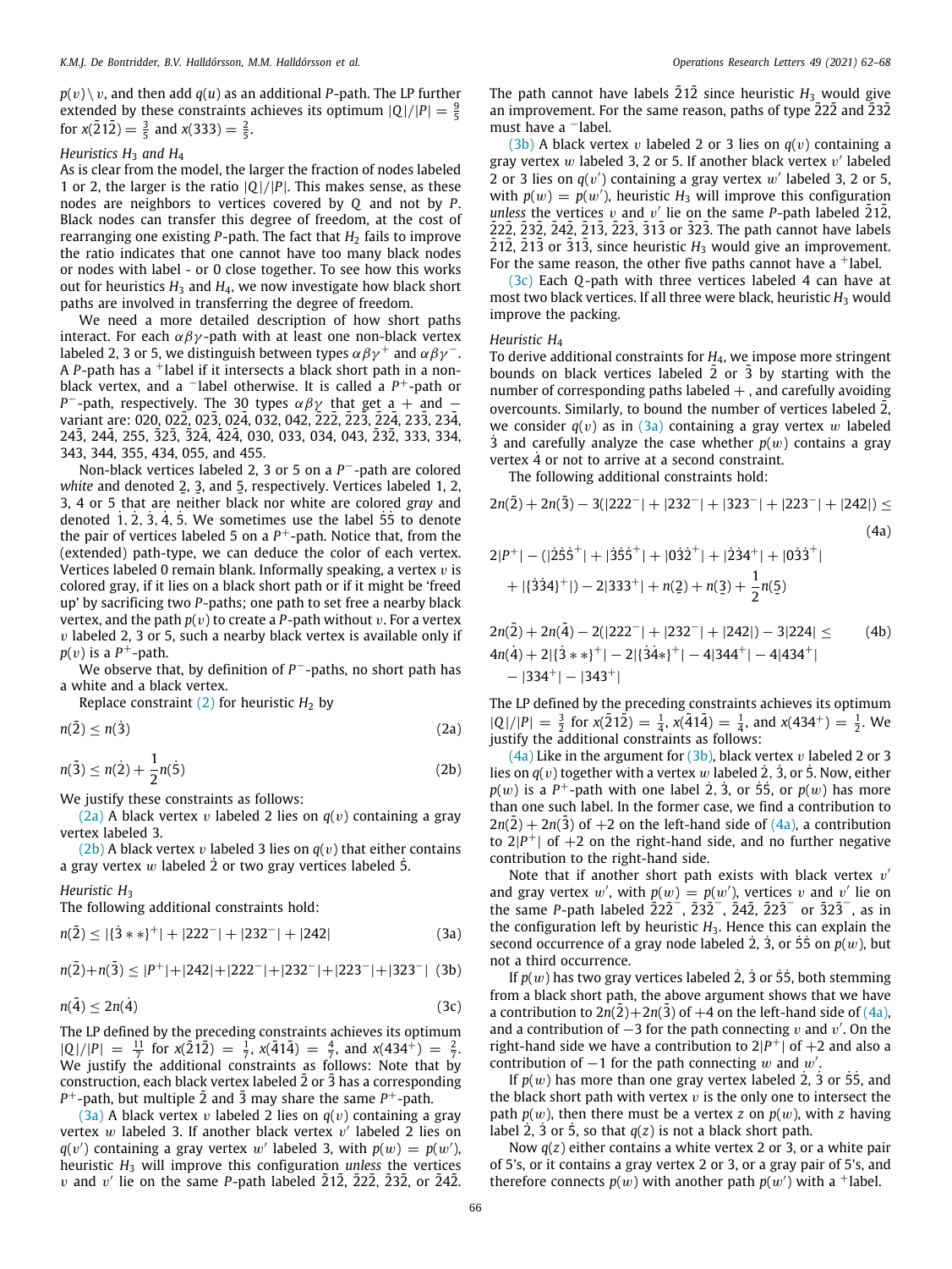$p(v) \setminus v$, and then add $q(u)$ as an additional $P$-path. The LP further extended by these constraints achieves its optimum $|Q|/|P| = \frac{9}{5}$ for $x(\bar{2}1\bar{2}) = \frac{3}{5}$ and $x(333) = \frac{2}{5}$.

*Heuristics $H_3$ and $H_4$*

As is clear from the model, the larger the fraction of nodes labeled 1 or 2, the larger is the ratio $|Q|/|P|$. This makes sense, as these nodes are neighbors to vertices covered by $Q$ and not by $P$. Black nodes can transfer this degree of freedom, at the cost of rearranging one existing $P$-path. The fact that $H_2$ fails to improve the ratio indicates that one cannot have too many black nodes or nodes with label - or 0 close together. To see how this works out for heuristics $H_3$ and $H_4$, we now investigate how black short paths are involved in transferring the degree of freedom.

We need a more detailed description of how short paths interact. For each $\alpha\beta\gamma$-path with at least one non-black vertex labeled 2, 3 or 5, we distinguish between types $\alpha\beta\gamma^+$ and $\alpha\beta\gamma^-$. A $P$-path has a $^+$label if it intersects a black short path in a non-black vertex, and a $^-$label otherwise. It is called a $P^+$-path or $P^-$-path, respectively. The 30 types $\alpha\beta\gamma$ that get a $+$ and $-$ variant are: 020, $0\bar{2}\bar{2}$, $0\bar{2}\bar{3}$, $0\bar{2}\bar{4}$, 032, 042, $\bar{2}\bar{2}\bar{2}$, $\bar{2}\bar{2}\bar{3}$, $\bar{2}\bar{2}\bar{4}$, $\bar{2}3\bar{3}$, $\bar{2}3\bar{4}$, $\bar{2}4\bar{3}$, $\bar{2}4\bar{4}$, 255, $\bar{3}2\bar{3}$, $\bar{3}2\bar{4}$, $\bar{4}2\bar{4}$, 030, 033, 034, 043, $\bar{2}3\bar{2}$, 333, 334, 343, 344, 355, 434, 055, and 455.

Non-black vertices labeled 2, 3 or 5 on a $P^-$-path are colored *white* and denoted $\underline{2}$, $\underline{3}$, and $\underline{5}$, respectively. Vertices labeled 1, 2, 3, 4 or 5 that are neither black nor white are colored *gray* and denoted $\dot{1}, \dot{2}, \dot{3}, \dot{4}, \dot{5}$. We sometimes use the label $\dot{5}\dot{5}$ to denote the pair of vertices labeled 5 on a $P^+$-path. Notice that, from the (extended) path-type, we can deduce the color of each vertex. Vertices labeled 0 remain blank. Informally speaking, a vertex $v$ is colored gray, if it lies on a black short path or if it might be 'freed up' by sacrificing two $P$-paths; one path to set free a nearby black vertex, and the path $p(v)$ to create a $P$-path without $v$. For a vertex $v$ labeled 2, 3 or 5, such a nearby black vertex is available only if $p(v)$ is a $P^+$-path.

We observe that, by definition of $P^-$-paths, no short path has a white and a black vertex.

Replace constraint (2) for heuristic $H_2$ by

$$n(\bar{2}) \leq n(\dot{3}) \tag{2a}$$

$$n(\bar{3}) \leq n(\dot{2}) + \frac{1}{2}n(\dot{5}) \tag{2b}$$

We justify these constraints as follows:

(2a) A black vertex $v$ labeled 2 lies on $q(v)$ containing a gray vertex labeled 3.

(2b) A black vertex $v$ labeled 3 lies on $q(v)$ that either contains a gray vertex $w$ labeled $\dot{2}$ or two gray vertices labeled $\dot{5}$.

*Heuristic $H_3$*

The following additional constraints hold:

$$n(\bar{2}) \leq |\{\dot{3} * *\}^+| + |222^-| + |232^-| + |242| \tag{3a}$$

$$n(\bar{2}) + n(\bar{3}) \leq |P^+| + |242| + |222^-| + |232^-| + |223^-| + |323^-| \tag{3b}$$

$$n(\bar{4}) \leq 2n(\dot{4}) \tag{3c}$$

The LP defined by the preceding constraints achieves its optimum $|Q|/|P| = \frac{11}{7}$ for $x(\bar{2}1\bar{2}) = \frac{1}{7}$, $x(\bar{4}1\bar{4}) = \frac{4}{7}$, and $x(434^+) = \frac{2}{7}$. We justify the additional constraints as follows: Note that by construction, each black vertex labeled $\bar{2}$ or $\bar{3}$ has a corresponding $P^+$-path, but multiple $\bar{2}$ and $\bar{3}$ may share the same $P^+$-path.

(3a) A black vertex $v$ labeled 2 lies on $q(v)$ containing a gray vertex $w$ labeled 3. If another black vertex $v'$ labeled 2 lies on $q(v')$ containing a gray vertex $w'$ labeled 3, with $p(w) = p(w')$, heuristic $H_3$ will improve this configuration *unless* the vertices $v$ and $v'$ lie on the same $P$-path labeled $\bar{2}1\bar{2}$, $\bar{2}\bar{2}\bar{2}$, $\bar{2}\bar{3}\bar{2}$, or $\bar{2}\bar{4}\bar{2}$. The path cannot have labels $\bar{2}1\bar{2}$ since heuristic $H_3$ would give an improvement. For the same reason, paths of type $\bar{2}\bar{2}\bar{2}$ and $\bar{2}\bar{3}\bar{2}$ must have a $^-$label.

(3b) A black vertex $v$ labeled 2 or 3 lies on $q(v)$ containing a gray vertex $w$ labeled 3, 2 or 5. If another black vertex $v'$ labeled 2 or 3 lies on $q(v')$ containing a gray vertex $w'$ labeled 3, 2 or 5, with $p(w) = p(w')$, heuristic $H_3$ will improve this configuration *unless* the vertices $v$ and $v'$ lie on the same $P$-path labeled $\bar{2}1\bar{2}$, $\bar{2}\bar{2}\bar{2}$, $\bar{2}\bar{3}\bar{2}$, $\bar{2}\bar{4}\bar{2}$, $\bar{2}1\bar{3}$, $\bar{2}\bar{2}\bar{3}$, $\bar{3}1\bar{3}$ or $\bar{3}\bar{2}\bar{3}$. The path cannot have labels $\bar{2}1\bar{2}$, $\bar{2}1\bar{3}$ or $\bar{3}1\bar{3}$, since heuristic $H_3$ would give an improvement. For the same reason, the other five paths cannot have a $^+$label.

(3c) Each $Q$-path with three vertices labeled 4 can have at most two black vertices. If all three were black, heuristic $H_3$ would improve the packing.

*Heuristic $H_4$*

To derive additional constraints for $H_4$, we impose more stringent bounds on black vertices labeled $\bar{2}$ or $\bar{3}$ by starting with the number of corresponding paths labeled $+$, and carefully avoiding overcounts. Similarly, to bound the number of vertices labeled $\bar{2}$, we consider $q(v)$ as in (3a) containing a gray vertex $w$ labeled $\dot{3}$ and carefully analyze the case whether $p(w)$ contains a gray vertex $\dot{4}$ or not to arrive at a second constraint.

The following additional constraints hold:

$$2n(\bar{2}) + 2n(\bar{3}) - 3(|222^-| + |232^-| + |323^-| + |223^-| + |242|) \leq \tag{4a}$$

$$2|P^+| - (|\dot{2}\dot{5}\dot{5}^+| + |\dot{3}\dot{5}\dot{5}^+| + |0\dot{3}\dot{2}^+| + |\dot{2}\dot{3}4^+| + |0\dot{3}\dot{3}^+| + |\{\dot{3}\dot{3}4\}^+|) - 2|333^+| + n(\underline{2}) + n(\underline{3}) + \frac{1}{2}n(\underline{5})$$

$$2n(\bar{2}) + 2n(\bar{4}) - 2(|222^-| + |232^-| + |242|) - 3|224| \leq \tag{4b}$$

$$4n(\dot{4}) + 2|\{\dot{3} * *\}^+| - 2|\{\dot{3}\dot{4}*\}^+| - 4|344^+| - 4|434^+| - |334^+| - |343^+|$$

The LP defined by the preceding constraints achieves its optimum $|Q|/|P| = \frac{3}{2}$ for $x(\bar{2}1\bar{2}) = \frac{1}{4}$, $x(\bar{4}1\bar{4}) = \frac{1}{4}$, and $x(434^+) = \frac{1}{2}$. We justify the additional constraints as follows:

(4a) Like in the argument for (3b), black vertex $v$ labeled 2 or 3 lies on $q(v)$ together with a vertex $w$ labeled $\dot{2}$, $\dot{3}$, or $\dot{5}$. Now, either $p(w)$ is a $P^+$-path with one label $\dot{2}$, $\dot{3}$, or $\dot{5}\dot{5}$, or $p(w)$ has more than one such label. In the former case, we find a contribution to $2n(\bar{2}) + 2n(\bar{3})$ of $+2$ on the left-hand side of (4a), a contribution to $2|P^+|$ of $+2$ on the right-hand side, and no further negative contribution to the right-hand side.

Note that if another short path exists with black vertex $v'$ and gray vertex $w'$, with $p(w) = p(w')$, vertices $v$ and $v'$ lie on the same $P$-path labeled $\bar{2}\bar{2}\bar{2}^-$, $\bar{2}\bar{3}\bar{2}^-$, $\bar{2}\bar{4}\bar{2}$, $\bar{2}\bar{2}\bar{3}^-$ or $\bar{3}\bar{2}\bar{3}^-$, as in the configuration left by heuristic $H_3$. Hence this can explain the second occurrence of a gray node labeled $\dot{2}$, $\dot{3}$, or $\dot{5}\dot{5}$ on $p(w)$, but not a third occurrence.

If $p(w)$ has two gray vertices labeled $\dot{2}$, $\dot{3}$ or $\dot{5}\dot{5}$, both stemming from a black short path, the above argument shows that we have a contribution to $2n(\bar{2})+2n(\bar{3})$ of $+4$ on the left-hand side of (4a), and a contribution of $-3$ for the path connecting $v$ and $v'$. On the right-hand side we have a contribution to $2|P^+|$ of $+2$ and also a contribution of $-1$ for the path connecting $w$ and $w'$.

If $p(w)$ has more than one gray vertex labeled $\dot{2}$, $\dot{3}$ or $\dot{5}\dot{5}$, and the black short path with vertex $v$ is the only one to intersect the path $p(w)$, then there must be a vertex $z$ on $p(w)$, with $z$ having label $\dot{2}$, $\dot{3}$ or $\dot{5}$, so that $q(z)$ is not a black short path.

Now $q(z)$ either contains a white vertex 2 or 3, or a white pair of 5's, or it contains a gray vertex 2 or 3, or a gray pair of 5's, and therefore connects $p(w)$ with another path $p(w')$ with a $^+$label.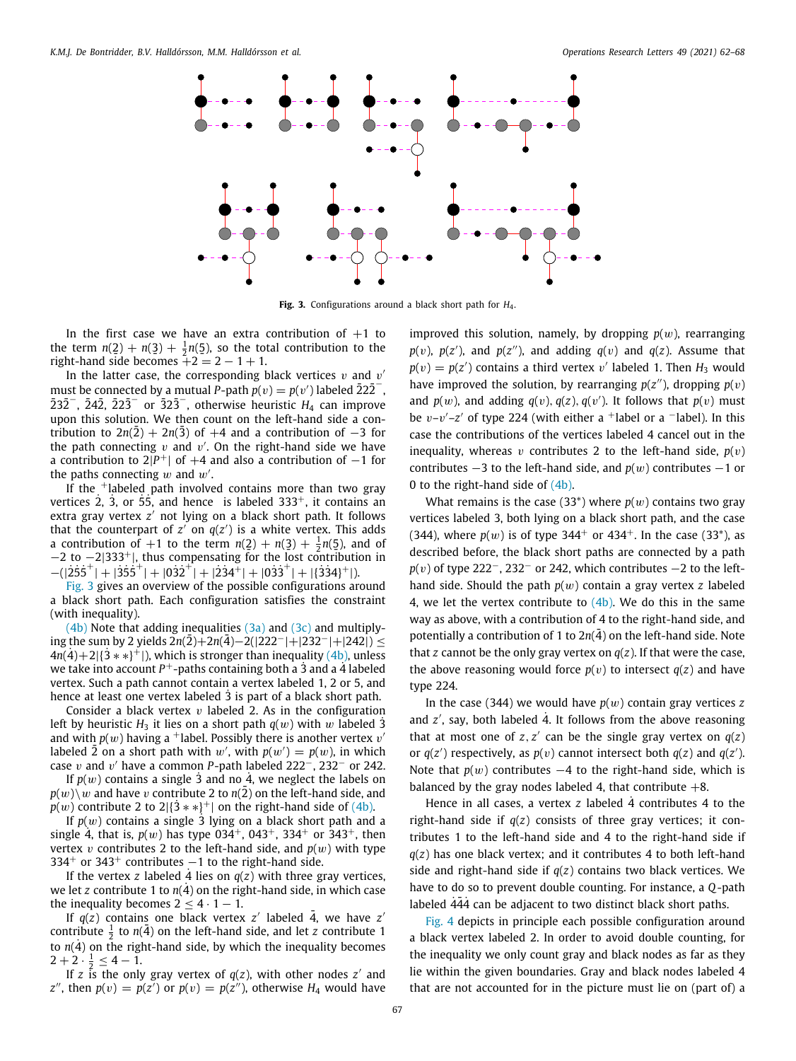Fig. 3. Configurations around a black short path for $H_4$.

In the first case we have an extra contribution of $+1$ to the term $n(\dot{2}) + n(\dot{3}) + \frac{1}{2}n(\dot{5})$, so the total contribution to the right-hand side becomes $+2 = 2 - 1 + 1$.

In the latter case, the corresponding black vertices $v$ and $v'$ must be connected by a mutual $P$-path $p(v) = p(v')$ labeled $\bar{2}2\bar{2}^-$, $\bar{2}3\bar{2}^-$, $\bar{2}4\bar{2}$, $\bar{2}2\bar{3}^-$ or $\bar{3}2\bar{3}^-$, otherwise heuristic $H_4$ can improve upon this solution. We then count on the left-hand side a contribution to $2n(\bar{2}) + 2n(\bar{3})$ of $+4$ and a contribution of $-3$ for the path connecting $v$ and $v'$. On the right-hand side we have a contribution to $2|P^+|$ of $+4$ and also a contribution of $-1$ for the paths connecting $w$ and $w'$.

If the $^+$labeled path involved contains more than two gray vertices $\dot{2}$, $\dot{3}$, or $\dot{5}\dot{5}$, and hence is labeled $333^+$, it contains an extra gray vertex $z'$ not lying on a black short path. It follows that the counterpart of $z'$ on $q(z')$ is a white vertex. This adds a contribution of $+1$ to the term $n(\dot{2}) + n(\dot{3}) + \frac{1}{2}n(\dot{5})$, and of $-2$ to $-2|333^+|$, thus compensating for the lost contribution in $-(|\dot{2}\dot{5}\dot{5}^+| + |\dot{3}\dot{5}\dot{5}^+| + |0\dot{3}\dot{2}^+| + |\dot{2}\dot{3}4^+| + |0\dot{3}\dot{3}^+| + |\{\dot{3}\dot{3}4\}^+|)$.

Fig. 3 gives an overview of the possible configurations around a black short path. Each configuration satisfies the constraint (with inequality).

(4b) Note that adding inequalities (3a) and (3c) and multiplying the sum by 2 yields $2n(\bar{2}) + 2n(\bar{4}) - 2(|222^-| + |232^-| + |242|) \leq 4n(\dot{4}) + 2|\{\dot{3}**\}^+|$, which is stronger than inequality (4b), unless we take into account $P^+$-paths containing both a $\dot{3}$ and a $\dot{4}$ labeled vertex. Such a path cannot contain a vertex labeled 1, 2 or 5, and hence at least one vertex labeled $\dot{3}$ is part of a black short path.

Consider a black vertex $v$ labeled 2. As in the configuration left by heuristic $H_3$ it lies on a short path $q(w)$ with $w$ labeled $\dot{3}$ and with $p(w)$ having a $^+$label. Possibly there is another vertex $v'$ labeled $\bar{2}$ on a short path with $w'$, with $p(w') = p(w)$, in which case $v$ and $v'$ have a common $P$-path labeled $222^-$, $232^-$ or $242$.

If $p(w)$ contains a single $\dot{3}$ and no $\dot{4}$, we neglect the labels on $p(w)\backslash w$ and have $v$ contribute 2 to $n(\bar{2})$ on the left-hand side, and $p(w)$ contribute 2 to $2|\{\dot{3}**\}^+|$ on the right-hand side of (4b).

If $p(w)$ contains a single $\dot{3}$ lying on a black short path and a single $\dot{4}$, that is, $p(w)$ has type $034^+$, $043^+$, $334^+$ or $343^+$, then vertex $v$ contributes 2 to the left-hand side, and $p(w)$ with type $334^+$ or $343^+$ contributes $-1$ to the right-hand side.

If the vertex $z$ labeled $\dot{4}$ lies on $q(z)$ with three gray vertices, we let $z$ contribute 1 to $n(\dot{4})$ on the right-hand side, in which case the inequality becomes $2 \leq 4 \cdot 1 - 1$.

If $q(z)$ contains one black vertex $z'$ labeled $\bar{4}$, we have $z'$ contribute $\frac{1}{2}$ to $n(\bar{4})$ on the left-hand side, and let $z$ contribute 1 to $n(\dot{4})$ on the right-hand side, by which the inequality becomes $2 + 2 \cdot \frac{1}{2} \leq 4 - 1$.

If $z$ is the only gray vertex of $q(z)$, with other nodes $z'$ and $z''$, then $p(v) = p(z')$ or $p(v) = p(z'')$, otherwise $H_4$ would have improved this solution, namely, by dropping $p(w)$, rearranging $p(v)$, $p(z')$, and $p(z'')$, and adding $q(v)$ and $q(z)$. Assume that $p(v) = p(z')$ contains a third vertex $v'$ labeled 1. Then $H_3$ would have improved the solution, by rearranging $p(z'')$, dropping $p(v)$ and $p(w)$, and adding $q(v), q(z), q(v')$. It follows that $p(v)$ must be $v$–$v'$–$z'$ of type 224 (with either a $^+$label or a $^-$label). In this case the contributions of the vertices labeled 4 cancel out in the inequality, whereas $v$ contributes 2 to the left-hand side, $p(v)$ contributes $-3$ to the left-hand side, and $p(w)$ contributes $-1$ or 0 to the right-hand side of (4b).

What remains is the case ($33^*$) where $p(w)$ contains two gray vertices labeled 3, both lying on a black short path, and the case (344), where $p(w)$ is of type $344^+$ or $434^+$. In the case ($33^*$), as described before, the black short paths are connected by a path $p(v)$ of type $222^-$, $232^-$ or 242, which contributes $-2$ to the left-hand side. Should the path $p(w)$ contain a gray vertex $z$ labeled 4, we let the vertex contribute to (4b). We do this in the same way as above, with a contribution of 4 to the right-hand side, and potentially a contribution of 1 to $2n(\bar{4})$ on the left-hand side. Note that $z$ cannot be the only gray vertex on $q(z)$. If that were the case, the above reasoning would force $p(v)$ to intersect $q(z)$ and have type 224.

In the case (344) we would have $p(w)$ contain gray vertices $z$ and $z'$, say, both labeled $\dot{4}$. It follows from the above reasoning that at most one of $z, z'$ can be the single gray vertex on $q(z)$ or $q(z')$ respectively, as $p(v)$ cannot intersect both $q(z)$ and $q(z')$. Note that $p(w)$ contributes $-4$ to the right-hand side, which is balanced by the gray nodes labeled 4, that contribute $+8$.

Hence in all cases, a vertex $z$ labeled $\dot{4}$ contributes 4 to the right-hand side if $q(z)$ consists of three gray vertices; it contributes 1 to the left-hand side and 4 to the right-hand side if $q(z)$ has one black vertex; and it contributes 4 to both left-hand side and right-hand side if $q(z)$ contains two black vertices. We have to do so to prevent double counting. For instance, a $Q$-path labeled $\dot{4}\bar{4}\dot{4}$ can be adjacent to two distinct black short paths.

Fig. 4 depicts in principle each possible configuration around a black vertex labeled 2. In order to avoid double counting, for the inequality we only count gray and black nodes as far as they lie within the given boundaries. Gray and black nodes labeled 4 that are not accounted for in the picture must lie on (part of) a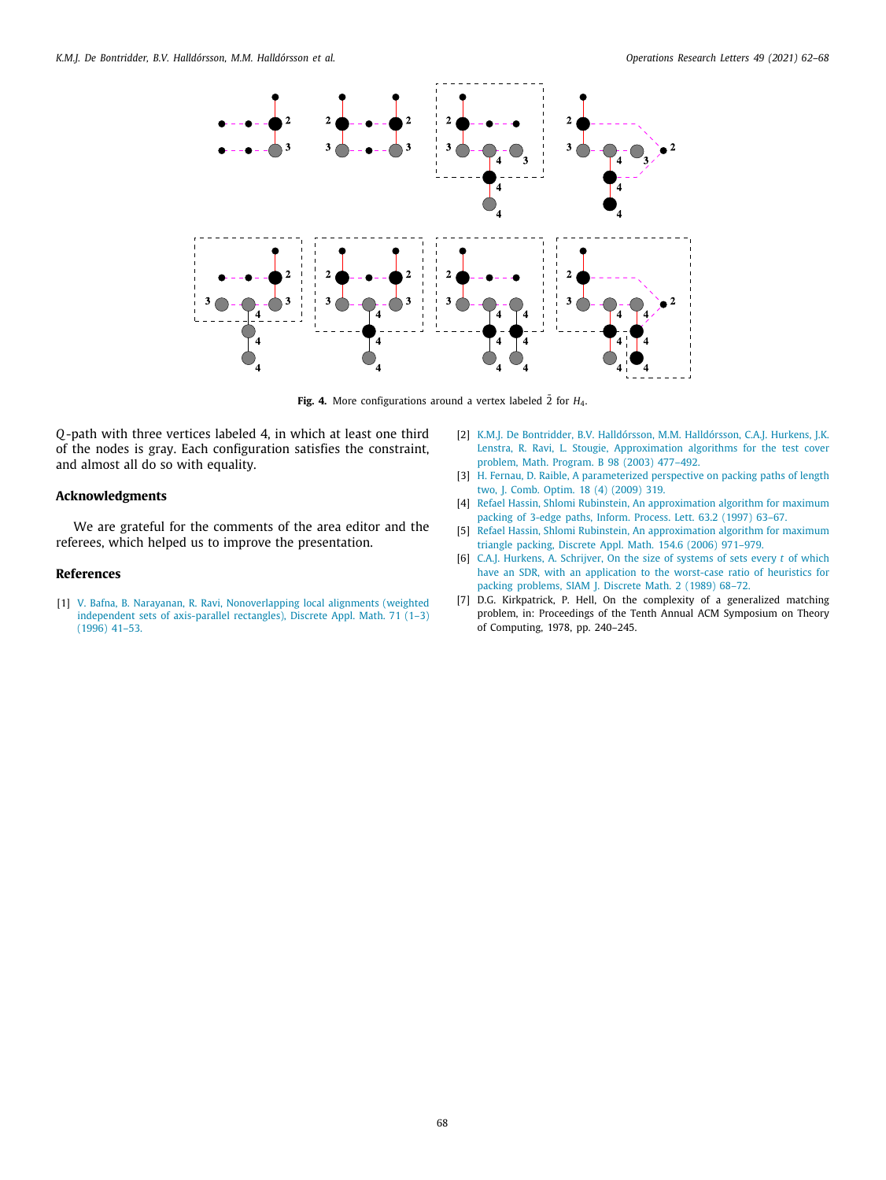Fig. 4. More configurations around a vertex labeled $\bar{2}$ for $H_4$.

$Q$-path with three vertices labeled 4, in which at least one third of the nodes is gray. Each configuration satisfies the constraint, and almost all do so with equality.

## Acknowledgments

We are grateful for the comments of the area editor and the referees, which helped us to improve the presentation.

## References

[1] V. Bafna, B. Narayanan, R. Ravi, Nonoverlapping local alignments (weighted independent sets of axis-parallel rectangles), Discrete Appl. Math. 71 (1–3) (1996) 41–53.

[2] K.M.J. De Bontridder, B.V. Halldórsson, M.M. Halldórsson, C.A.J. Hurkens, J.K. Lenstra, R. Ravi, L. Stougie, Approximation algorithms for the test cover problem, Math. Program. B 98 (2003) 477–492.

[3] H. Fernau, D. Raible, A parameterized perspective on packing paths of length two, J. Comb. Optim. 18 (4) (2009) 319.

[4] Refael Hassin, Shlomi Rubinstein, An approximation algorithm for maximum packing of 3-edge paths, Inform. Process. Lett. 63.2 (1997) 63–67.

[5] Refael Hassin, Shlomi Rubinstein, An approximation algorithm for maximum triangle packing, Discrete Appl. Math. 154.6 (2006) 971–979.

[6] C.A.J. Hurkens, A. Schrijver, On the size of systems of sets every $t$ of which have an SDR, with an application to the worst-case ratio of heuristics for packing problems, SIAM J. Discrete Math. 2 (1989) 68–72.

[7] D.G. Kirkpatrick, P. Hell, On the complexity of a generalized matching problem, in: Proceedings of the Tenth Annual ACM Symposium on Theory of Computing, 1978, pp. 240–245.